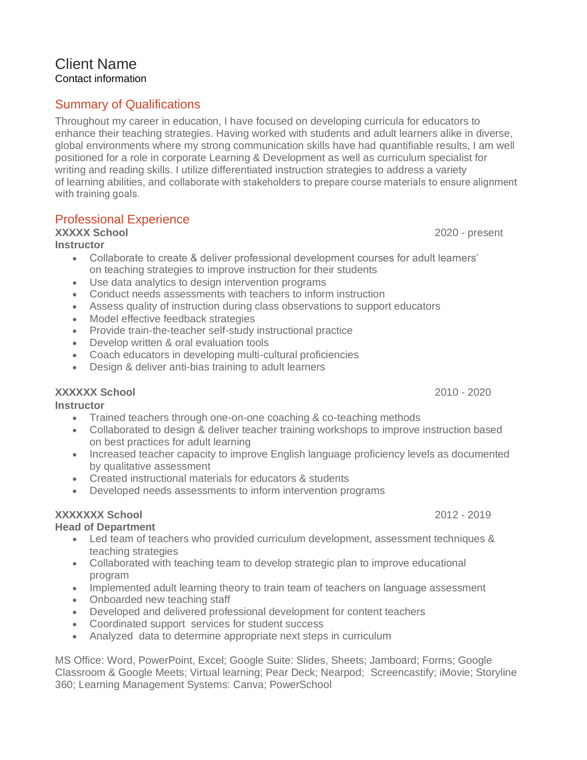# Client Name

Contact information

## Summary of Qualifications

Throughout my career in education, I have focused on developing curricula for educators to enhance their teaching strategies. Having worked with students and adult learners alike in diverse, global environments where my strong communication skills have had quantifiable results, I am well positioned for a role in corporate Learning & Development as well as curriculum specialist for writing and reading skills. I utilize differentiated instruction strategies to address a variety of learning abilities, and collaborate with stakeholders to prepare course materials to ensure alignment with training goals.

## Professional Experience

**XXXXX School** 2020 - present

**Instructor**

- Collaborate to create & deliver professional development courses for adult learners' on teaching strategies to improve instruction for their students
- Use data analytics to design intervention programs
- Conduct needs assessments with teachers to inform instruction
- Assess quality of instruction during class observations to support educators
- Model effective feedback strategies
- Provide train-the-teacher self-study instructional practice
- Develop written & oral evaluation tools
- Coach educators in developing multi-cultural proficiencies
- Design & deliver anti-bias training to adult learners

**XXXXXX School** 2010 - 2020

**Instructor**

- Trained teachers through one-on-one coaching & co-teaching methods
- Collaborated to design & deliver teacher training workshops to improve instruction based on best practices for adult learning
- Increased teacher capacity to improve English language proficiency levels as documented by qualitative assessment
- Created instructional materials for educators & students
- Developed needs assessments to inform intervention programs

**XXXXXXX School** 2012 - 2019

**Head of Department**

- Led team of teachers who provided curriculum development, assessment techniques & teaching strategies
- Collaborated with teaching team to develop strategic plan to improve educational program
- Implemented adult learning theory to train team of teachers on language assessment
- Onboarded new teaching staff
- Developed and delivered professional development for content teachers
- Coordinated support services for student success
- Analyzed data to determine appropriate next steps in curriculum

MS Office: Word, PowerPoint, Excel; Google Suite: Slides, Sheets; Jamboard; Forms; Google Classroom & Google Meets; Virtual learning; Pear Deck; Nearpod; Screencastify; iMovie; Storyline 360; Learning Management Systems: Canva; PowerSchool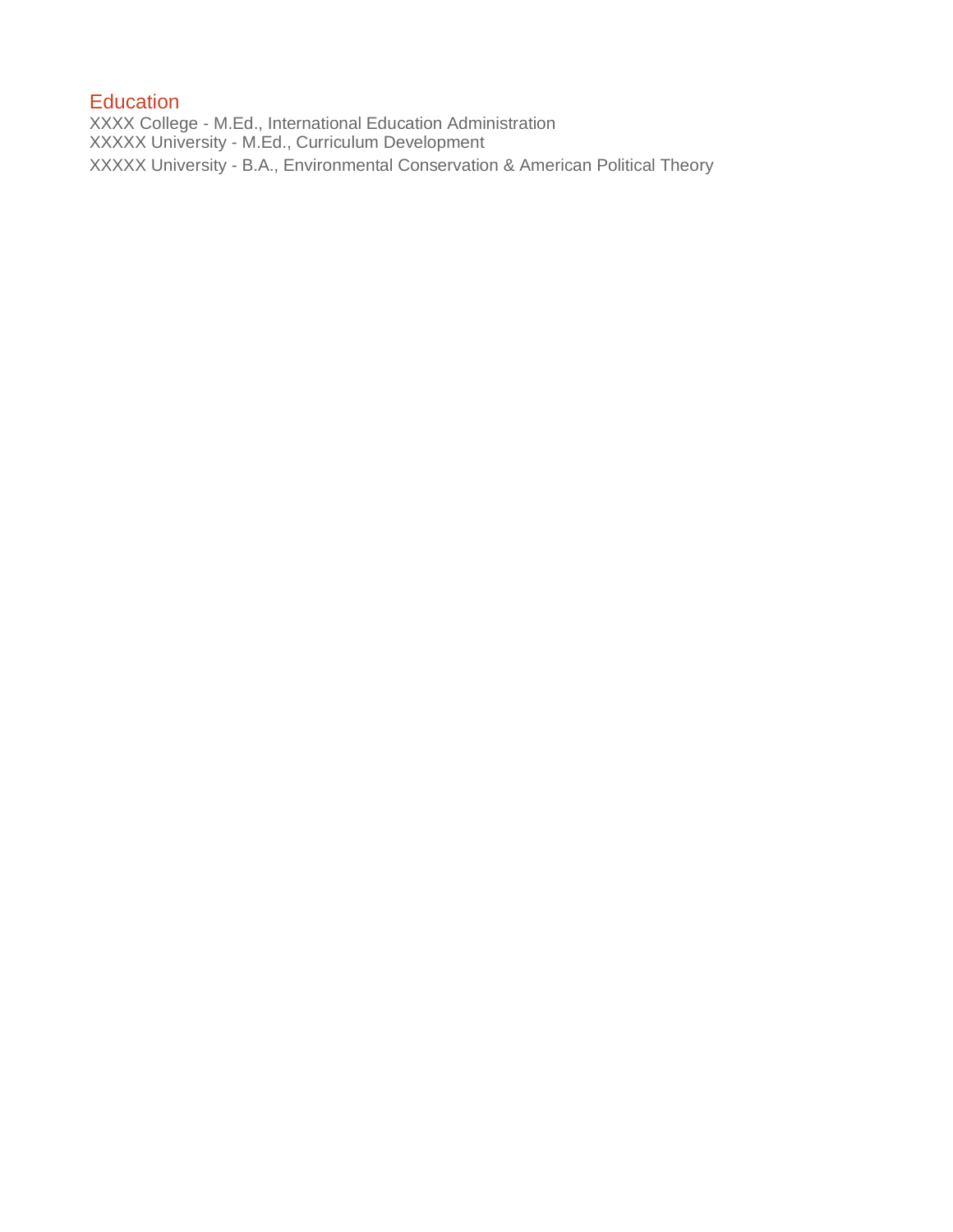## Education

XXXX College - M.Ed., International Education Administration
XXXXX University - M.Ed., Curriculum Development
XXXXX University - B.A., Environmental Conservation & American Political Theory